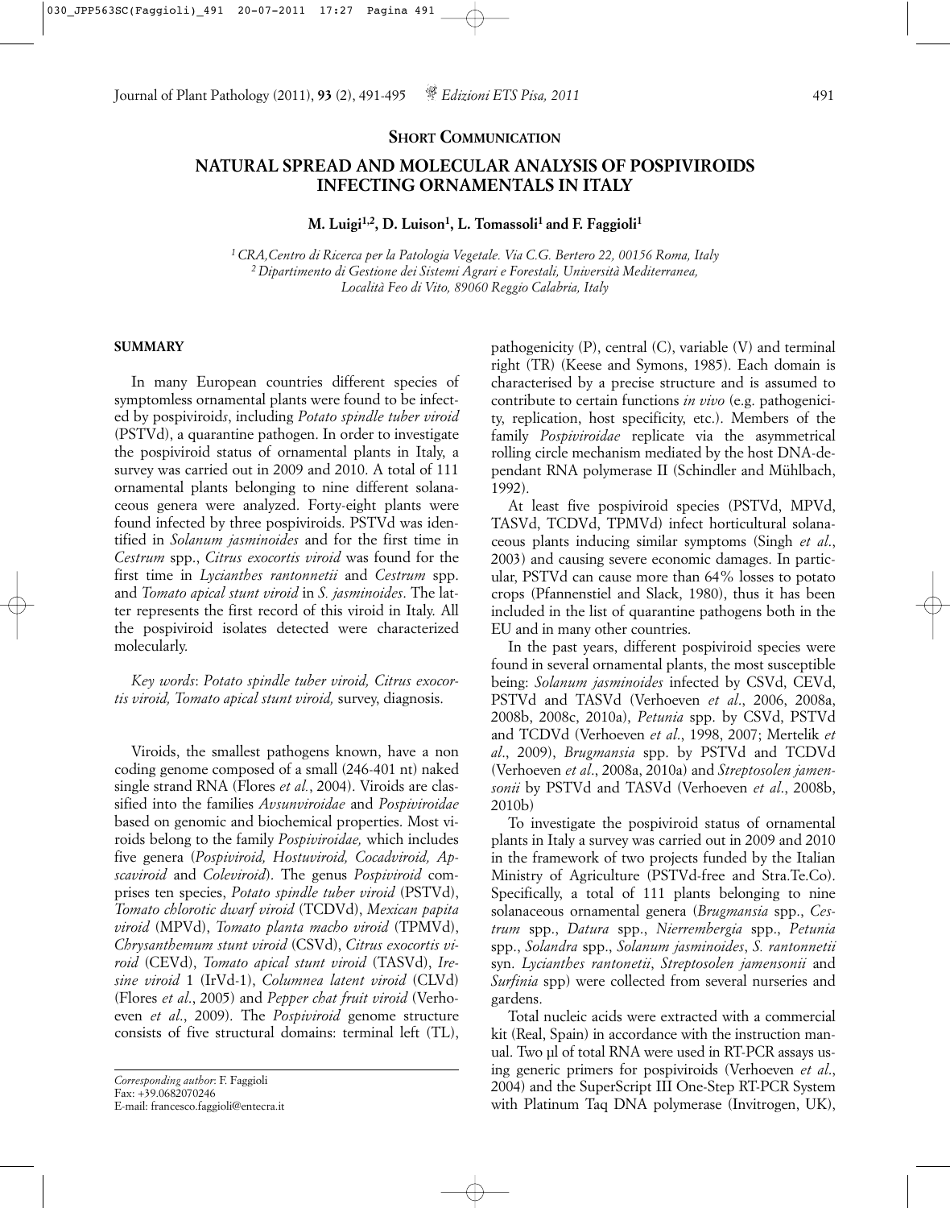**SHORT COMMUNICATION**

# NATURAL SPREAD AND MOLECULAR ANALYSIS OF POSPIVIROIDS INFECTING ORNAMENTALS IN ITALY

**M. Luigi[1,2], D. Luison[1], L. Tomassoli[1] and F. Faggioli[1]**

[1] *CRA,Centro di Ricerca per la Patologia Vegetale. Via C.G. Bertero 22, 00156 Roma, Italy*
[2] *Dipartimento di Gestione dei Sistemi Agrari e Forestali, Università Mediterranea, Località Feo di Vito, 89060 Reggio Calabria, Italy*

## SUMMARY

In many European countries different species of symptomless ornamental plants were found to be infected by pospiviroid*s*, including *Potato spindle tuber viroid* (PSTVd), a quarantine pathogen. In order to investigate the pospiviroid status of ornamental plants in Italy, a survey was carried out in 2009 and 2010. A total of 111 ornamental plants belonging to nine different solanaceous genera were analyzed. Forty-eight plants were found infected by three pospiviroids. PSTVd was identified in *Solanum jasminoides* and for the first time in *Cestrum* spp., *Citrus exocortis viroid* was found for the first time in *Lycianthes rantonnetii* and *Cestrum* spp. and *Tomato apical stunt viroid* in *S. jasminoides*. The latter represents the first record of this viroid in Italy. All the pospiviroid isolates detected were characterized molecularly.

*Key words*: *Potato spindle tuber viroid, Citrus exocortis viroid, Tomato apical stunt viroid,* survey, diagnosis.

Viroids, the smallest pathogens known, have a non coding genome composed of a small (246-401 nt) naked single strand RNA (Flores *et al.*, 2004). Viroids are classified into the families *Avsunviroidae* and *Pospiviroidae* based on genomic and biochemical properties. Most viroids belong to the family *Pospiviroidae,* which includes five genera (*Pospiviroid, Hostuviroid, Cocadviroid, Apscaviroid* and *Coleviroid*). The genus *Pospiviroid* comprises ten species, *Potato spindle tuber viroid* (PSTVd), *Tomato chlorotic dwarf viroid* (TCDVd), *Mexican papita viroid* (MPVd), *Tomato planta macho viroid* (TPMVd), *Chrysanthemum stunt viroid* (CSVd), *Citrus exocortis viroid* (CEVd), *Tomato apical stunt viroid* (TASVd), *Iresine viroid* 1 (IrVd-1), *Columnea latent viroid* (CLVd) (Flores *et al*., 2005) and *Pepper chat fruit viroid* (Verhoeven *et al*., 2009). The *Pospiviroid* genome structure consists of five structural domains: terminal left (TL), pathogenicity (P), central (C), variable (V) and terminal right (TR) (Keese and Symons, 1985). Each domain is characterised by a precise structure and is assumed to contribute to certain functions *in vivo* (e.g. pathogenicity, replication, host specificity, etc.). Members of the family *Pospiviroidae* replicate via the asymmetrical rolling circle mechanism mediated by the host DNA-dependant RNA polymerase II (Schindler and Mühlbach, 1992).

At least five pospiviroid species (PSTVd, MPVd, TASVd, TCDVd, TPMVd) infect horticultural solanaceous plants inducing similar symptoms (Singh *et al*., 2003) and causing severe economic damages. In particular, PSTVd can cause more than 64% losses to potato crops (Pfannenstiel and Slack, 1980), thus it has been included in the list of quarantine pathogens both in the EU and in many other countries.

In the past years, different pospiviroid species were found in several ornamental plants, the most susceptible being: *Solanum jasminoides* infected by CSVd, CEVd, PSTVd and TASVd (Verhoeven *et al*., 2006, 2008a, 2008b, 2008c, 2010a), *Petunia* spp. by CSVd, PSTVd and TCDVd (Verhoeven *et al*., 1998, 2007; Mertelik *et al*., 2009), *Brugmansia* spp. by PSTVd and TCDVd (Verhoeven *et al*., 2008a, 2010a) and *Streptosolen jamensonii* by PSTVd and TASVd (Verhoeven *et al*., 2008b, 2010b)

To investigate the pospiviroid status of ornamental plants in Italy a survey was carried out in 2009 and 2010 in the framework of two projects funded by the Italian Ministry of Agriculture (PSTVd-free and Stra.Te.Co). Specifically, a total of 111 plants belonging to nine solanaceous ornamental genera (*Brugmansia* spp., *Cestrum* spp., *Datura* spp., *Nierrembergia* spp., *Petunia* spp., *Solandra* spp., *Solanum jasminoides*, *S. rantonnetii* syn. *Lycianthes rantonetii*, *Streptosolen jamensonii* and *Surfinia* spp) were collected from several nurseries and gardens.

Total nucleic acids were extracted with a commercial kit (Real, Spain) in accordance with the instruction manual. Two µl of total RNA were used in RT-PCR assays using generic primers for pospiviroids (Verhoeven *et al*., 2004) and the SuperScript III One-Step RT-PCR System with Platinum Taq DNA polymerase (Invitrogen, UK),

*Corresponding author*: F. Faggioli
Fax: +39.0682070246
E-mail: francesco.faggioli@entecra.it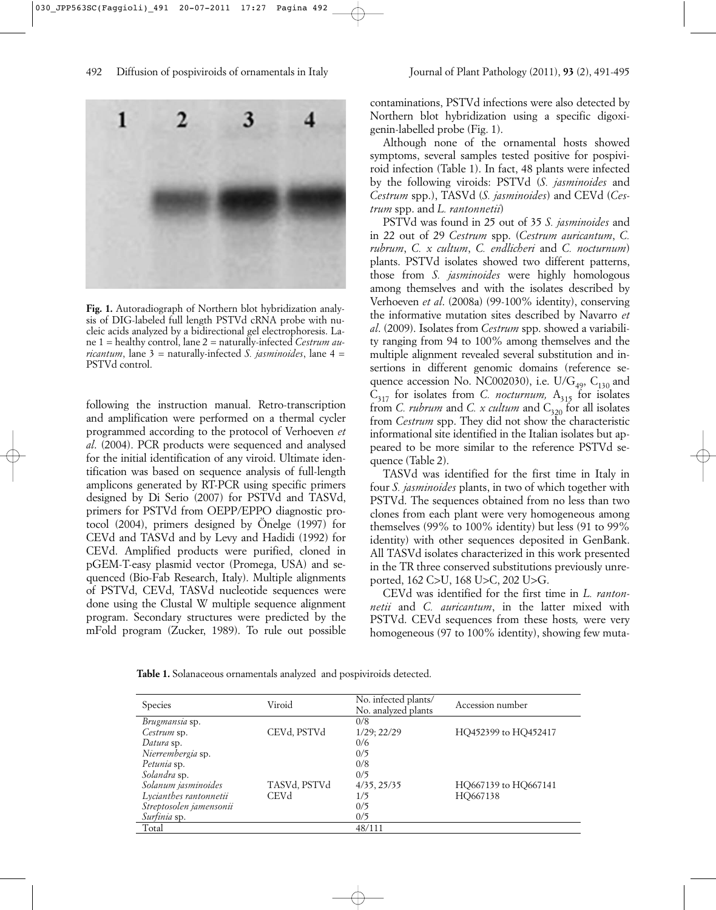**Fig. 1.** Autoradiograph of Northern blot hybridization analysis of DIG-labeled full length PSTVd cRNA probe with nucleic acids analyzed by a bidirectional gel electrophoresis. Lane 1 = healthy control, lane 2 = naturally-infected *Cestrum auricantum*, lane 3 = naturally-infected *S. jasminoides*, lane 4 = PSTVd control.

following the instruction manual. Retro-transcription and amplification were performed on a thermal cycler programmed according to the protocol of Verhoeven *et al*. (2004). PCR products were sequenced and analysed for the initial identification of any viroid. Ultimate identification was based on sequence analysis of full-length amplicons generated by RT-PCR using specific primers designed by Di Serio (2007) for PSTVd and TASVd, primers for PSTVd from OEPP/EPPO diagnostic protocol (2004), primers designed by Önelge (1997) for CEVd and TASVd and by Levy and Hadidi (1992) for CEVd. Amplified products were purified, cloned in pGEM-T-easy plasmid vector (Promega, USA) and sequenced (Bio-Fab Research, Italy). Multiple alignments of PSTVd, CEVd, TASVd nucleotide sequences were done using the Clustal W multiple sequence alignment program. Secondary structures were predicted by the mFold program (Zucker, 1989). To rule out possible contaminations, PSTVd infections were also detected by Northern blot hybridization using a specific digoxigenin-labelled probe (Fig. 1).

Although none of the ornamental hosts showed symptoms, several samples tested positive for pospiviroid infection (Table 1). In fact, 48 plants were infected by the following viroids: PSTVd (*S. jasminoides* and *Cestrum* spp.), TASVd (*S. jasminoides*) and CEVd (*Cestrum* spp. and *L. rantonnetii*)

PSTVd was found in 25 out of 35 *S. jasminoides* and in 22 out of 29 *Cestrum* spp. (*Cestrum auricantum*, *C. rubrum*, *C. x cultum*, *C. endlicheri* and *C. nocturnum*) plants. PSTVd isolates showed two different patterns, those from *S. jasminoides* were highly homologous among themselves and with the isolates described by Verhoeven *et al*. (2008a) (99-100% identity), conserving the informative mutation sites described by Navarro *et al*. (2009). Isolates from *Cestrum* spp. showed a variability ranging from 94 to 100% among themselves and the multiple alignment revealed several substitution and insertions in different genomic domains (reference sequence accession No. NC002030), i.e. $U/G_{49}$, $C_{130}$ and $C_{317}$ for isolates from *C. nocturnum,* $A_{315}$ for isolates from *C. rubrum* and *C. x cultum* and $C_{320}$ for all isolates from *Cestrum* spp. They did not show the characteristic informational site identified in the Italian isolates but appeared to be more similar to the reference PSTVd sequence (Table 2).

TASVd was identified for the first time in Italy in four *S. jasminoides* plants, in two of which together with PSTVd. The sequences obtained from no less than two clones from each plant were very homogeneous among themselves (99% to 100% identity) but less (91 to 99% identity) with other sequences deposited in GenBank. All TASVd isolates characterized in this work presented in the TR three conserved substitutions previously unreported, 162 C>U, 168 U>C, 202 U>G.

CEVd was identified for the first time in *L. rantonnetii* and *C. auricantum*, in the latter mixed with PSTVd. CEVd sequences from these hosts*,* were very homogeneous (97 to 100% identity), showing few muta-

**Table 1.** Solanaceous ornamentals analyzed and pospiviroids detected.

| Species | Viroid | No. infected plants/ No. analyzed plants | Accession number |
|---|---|---|---|
| *Brugmansia* sp. | | 0/8 | |
| *Cestrum* sp. | CEVd, PSTVd | 1/29; 22/29 | HQ452399 to HQ452417 |
| *Datura* sp. | | 0/6 | |
| *Nierrembergia* sp. | | 0/5 | |
| *Petunia* sp. | | 0/8 | |
| *Solandra* sp. | | 0/5 | |
| *Solanum jasminoides* | TASVd, PSTVd | 4/35, 25/35 | HQ667139 to HQ667141 |
| *Lycianthes rantonnetii* | CEVd | 1/5 | HQ667138 |
| *Streptosolen jamensonii* | | 0/5 | |
| *Surfinia* sp. | | 0/5 | |
| Total | | 48/111 | |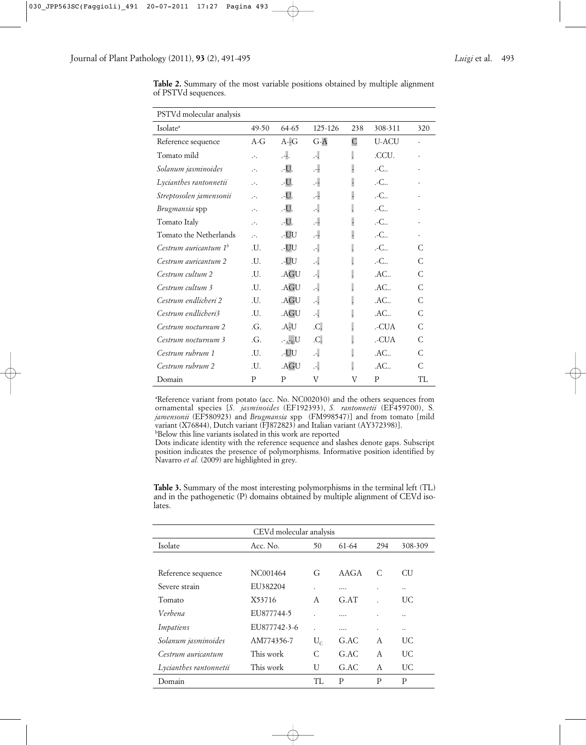**Table 2.** Summary of the most variable positions obtained by multiple alignment of PSTVd sequences.

| PSTVd molecular analysis | | | | | | |
|---|---|---|---|---|---|---|
| Isolate[a] | 49-50 | 64-65 | 125-126 | 238 | 308-311 | 320 |
| Reference sequence | A-G | A--G | G-A | C | U-ACU | - |
| Tomato mild | .-. | .--. | .-. | . | .CCU. | - |
| *Solanum jasminoides* | .-. | .-U. | .-- | - | .-C.. | - |
| *Lycianthes rantonnetii* | .-. | .-U. | .-- | - | .-C.. | - |
| *Streptosolen jamensonii* | .-. | .-U. | .-- | - | .-C.. | - |
| *Brugmansia* spp | .-. | .-U. | .-. | . | .-C.. | - |
| Tomato Italy | .-. | .-U. | .-- | - | .-C.. | - |
| Tomato the Netherlands | .-. | .-UU | .-- | - | .-C.. | - |
| *Cestrum auricantum 1*[b] | .U. | .-UU | .-. | . | .-C.. | C |
| *Cestrum auricantum 2* | .U. | .-UU | .-. | . | .-C.. | C |
| *Cestrum cultum 2* | .U. | .AGU | .-. | . | .AC.. | C |
| *Cestrum cultum 3* | .U. | .AGU | .-. | . | .AC.. | C |
| *Cestrum endlicheri 2* | .U. | .AGU | .-. | . | .AC.. | C |
| *Cestrum endlicheri3* | .U. | .AGU | .-. | . | .AC.. | C |
| *Cestrum nocturnum 2* | .G. | .A-U | .C. | . | .-CUA | C |
| *Cestrum nocturnum 3* | .G. | .-$_{A}$-$_{U}$U | .C. | . | .-CUA | C |
| *Cestrum rubrum 1* | .U. | .-UU | .-. | . | .AC.. | C |
| *Cestrum rubrum 2* | .U. | .AGU | .-. | . | .AC.. | C |
| Domain | P | P | V | V | P | TL |

[a]Reference variant from potato (acc. No. NC002030) and the others sequences from ornamental species [*S. jasminoides* (EF192393), *S. rantonnetii* (EF459700), *S. jamensonii* (EF580923) and *Brugmansia* spp (FM998547)] and from tomato [mild variant (X76844), Dutch variant (FJ872823) and Italian variant (AY372398)].
[b]Below this line variants isolated in this work are reported
Dots indicate identity with the reference sequence and slashes denote gaps. Subscript position indicates the presence of polymorphisms. Informative position identified by Navarro *et al.* (2009) are highlighted in grey.

**Table 3.** Summary of the most interesting polymorphisms in the terminal left (TL) and in the pathogenetic (P) domains obtained by multiple alignment of CEVd isolates.

| CEVd molecular analysis | | | | | |
|---|---|---|---|---|---|
| Isolate | Acc. No. | 50 | 61-64 | 294 | 308-309 |
| Reference sequence | NC001464 | G | AAGA | C | CU |
| Severe strain | EU382204 | . | .... | . | .. |
| Tomato | X53716 | A | G.AT | . | UC |
| *Verbena* | EU877744-5 | . | .... | . | .. |
| *Impatiens* | EU877742-3-6 | . | .... | . | .. |
| *Solanum jasminoides* | AM774356-7 | $U_C$ | G.AC | A | UC |
| *Cestrum auricantum* | This work | C | G.AC | A | UC |
| *Lycianthes rantonnetii* | This work | U | G.AC | A | UC |
| Domain | | TL | P | P | P |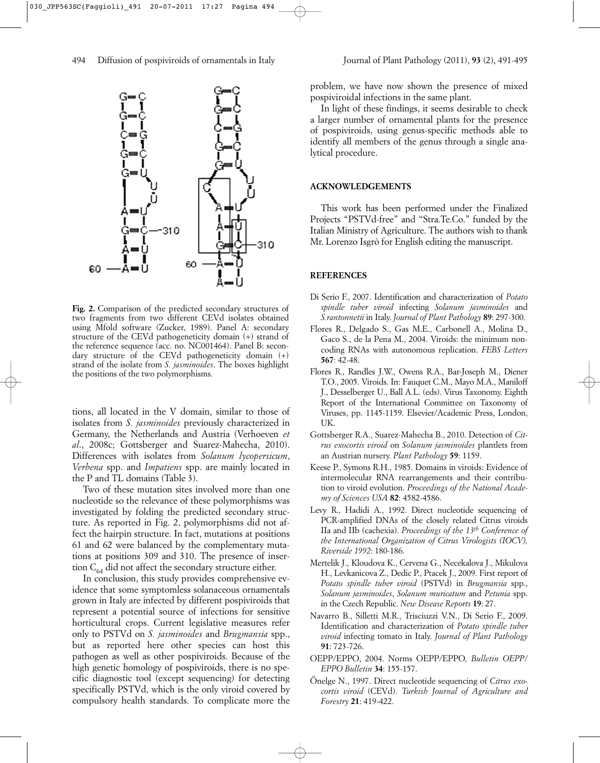**Fig. 2.** Comparison of the predicted secondary structures of two fragments from two different CEVd isolates obtained using Mfold software (Zucker, 1989). Panel A: secondary structure of the CEVd pathogeneticity domain (+) strand of the reference sequence (acc. no. NC001464). Panel B: secondary structure of the CEVd pathogeneticity domain (+) strand of the isolate from *S. jasminoides*. The boxes highlight the positions of the two polymorphisms.

tions, all located in the V domain, similar to those of isolates from *S. jasminoides* previously characterized in Germany, the Netherlands and Austria (Verhoeven *et al*., 2008c; Gottsberger and Suarez-Mahecha, 2010). Differences with isolates from *Solanum lycopersicum*, *Verbena* spp. and *Impatiens* spp. are mainly located in the P and TL domains (Table 3).

Two of these mutation sites involved more than one nucleotide so the relevance of these polymorphisms was investigated by folding the predicted secondary structure. As reported in Fig. 2, polymorphisms did not affect the hairpin structure. In fact, mutations at positions 61 and 62 were balanced by the complementary mutations at positions 309 and 310. The presence of insertion $C_{64}$ did not affect the secondary structure either.

In conclusion, this study provides comprehensive evidence that some symptomless solanaceous ornamentals grown in Italy are infected by different pospiviroids that represent a potential source of infections for sensitive horticultural crops. Current legislative measures refer only to PSTVd on *S. jasminoides* and *Brugmansia* spp., but as reported here other species can host this pathogen as well as other pospiviroids. Because of the high genetic homology of pospiviroids, there is no specific diagnostic tool (except sequencing) for detecting specifically PSTVd, which is the only viroid covered by compulsory health standards. To complicate more the problem, we have now shown the presence of mixed pospiviroidal infections in the same plant.

In light of these findings, it seems desirable to check a larger number of ornamental plants for the presence of pospiviroids, using genus-specific methods able to identify all members of the genus through a single analytical procedure.

## ACKNOWLEDGEMENTS

This work has been performed under the Finalized Projects "PSTVd-free" and "Stra.Te.Co." funded by the Italian Ministry of Agriculture. The authors wish to thank Mr. Lorenzo Isgrò for English editing the manuscript.

## REFERENCES

Di Serio F., 2007. Identification and characterization of *Potato spindle tuber viroid* infecting *Solanum jasminoides* and *S.rantonnetii* in Italy. *Journal of Plant Pathology* **89**: 297-300.

Flores R., Delgado S., Gas M.E., Carbonell A., Molina D., Gaco S., de la Pena M., 2004. Viroids: the minimum non-coding RNAs with autonomous replication. *FEBS Letters* **567**: 42-48.

Flores R., Randles J.W., Owens R.A., Bar-Joseph M., Diener T.O., 2005. Viroids. In: Fauquet C.M., Mayo M.A., Maniloff J., Desselberger U., Ball A.L. (eds). Virus Taxonomy. Eighth Report of the International Committee on Taxonomy of Viruses, pp. 1145-1159. Elsevier/Academic Press, London, UK.

Gottsberger R.A., Suarez-Mahecha B., 2010. Detection of *Citrus exocortis viroid* on *Solanum jasminoides* plantlets from an Austrian nursery. *Plant Pathology* **59**: 1159.

Keese P., Symons R.H., 1985. Domains in viroids: Evidence of intermolecular RNA rearrangements and their contribution to viroid evolution. *Proceedings of the National Academy of Sciences USA* **82**: 4582-4586.

Levy R., Hadidi A., 1992. Direct nucleotide sequencing of PCR-amplified DNAs of the closely related Citrus viroids IIa and IIb (cachexia). *Proceedings of the 13th Conference of the International Organization of Citrus Virologists (IOCV), Riverside 1992*: 180-186.

Mertelik J., Kloudova K., Cervena G., Necekalova J., Mikulova H., Levkanicova Z., Dedic P., Ptacek J., 2009. First report of *Potato spindle tuber viroid* (PSTVd) in *Brugmansia* spp., *Solanum jasminoides*, *Solanum muricatum* and *Petunia* spp. in the Czech Republic. *New Disease Reports* **19**: 27.

Navarro B., Silletti M.R., Trisciuzzi V.N., Di Serio F., 2009. Identification and characterization of *Potato spindle tuber viroid* infecting tomato in Italy. *Journal of Plant Pathology* **91**: 723-726.

OEPP/EPPO, 2004. Norms OEPP/EPPO*, Bulletin OEPP/EPPO Bulletin* **34**: 155-157.

Önelge N., 1997. Direct nucleotide sequencing of *Citrus exocortis viroid* (CEVd). *Turkish Journal of Agriculture and Forestry* **21**: 419-422.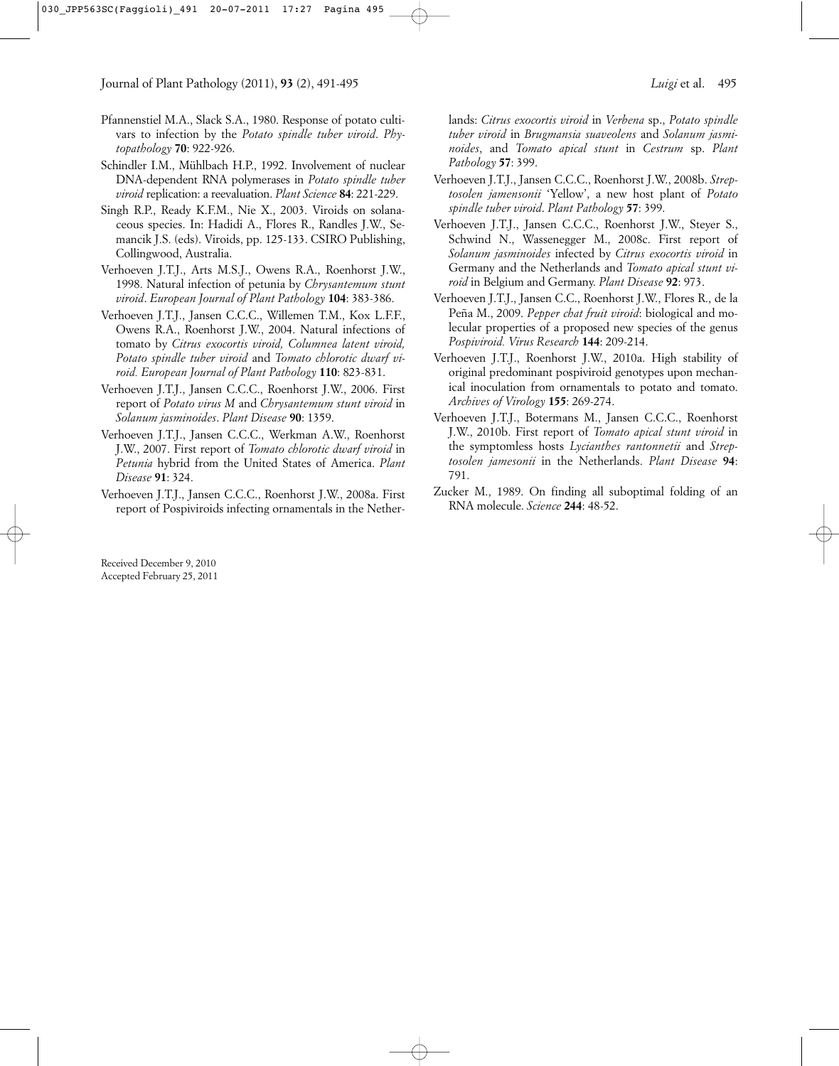Pfannenstiel M.A., Slack S.A., 1980. Response of potato cultivars to infection by the *Potato spindle tuber viroid*. *Phytopathology* **70**: 922-926.

Schindler I.M., Mühlbach H.P., 1992. Involvement of nuclear DNA-dependent RNA polymerases in *Potato spindle tuber viroid* replication: a reevaluation. *Plant Science* **84**: 221-229.

Singh R.P., Ready K.F.M., Nie X., 2003. Viroids on solanaceous species. In: Hadidi A., Flores R., Randles J.W., Semancik J.S. (eds). Viroids, pp. 125-133. CSIRO Publishing, Collingwood, Australia.

Verhoeven J.T.J., Arts M.S.J., Owens R.A., Roenhorst J.W., 1998. Natural infection of petunia by *Chrysantemum stunt viroid*. *European Journal of Plant Pathology* **104**: 383-386.

Verhoeven J.T.J., Jansen C.C.C., Willemen T.M., Kox L.F.F., Owens R.A., Roenhorst J.W., 2004. Natural infections of tomato by *Citrus exocortis viroid, Columnea latent viroid, Potato spindle tuber viroid* and *Tomato chlorotic dwarf viroid. European Journal of Plant Pathology* **110**: 823-831.

Verhoeven J.T.J., Jansen C.C.C., Roenhorst J.W., 2006. First report of *Potato virus M* and *Chrysantemum stunt viroid* in *Solanum jasminoides*. *Plant Disease* **90**: 1359.

Verhoeven J.T.J., Jansen C.C.C., Werkman A.W., Roenhorst J.W., 2007. First report of *Tomato chlorotic dwarf viroid* in *Petunia* hybrid from the United States of America. *Plant Disease* **91**: 324.

Verhoeven J.T.J., Jansen C.C.C., Roenhorst J.W., 2008a. First report of Pospiviroids infecting ornamentals in the Netherlands: *Citrus exocortis viroid* in *Verbena* sp., *Potato spindle tuber viroid* in *Brugmansia suaveolens* and *Solanum jasminoides*, and *Tomato apical stunt* in *Cestrum* sp. *Plant Pathology* **57**: 399.

Verhoeven J.T.J., Jansen C.C.C., Roenhorst J.W., 2008b. *Streptosolen jamensonii* 'Yellow', a new host plant of *Potato spindle tuber viroid*. *Plant Pathology* **57**: 399.

Verhoeven J.T.J., Jansen C.C.C., Roenhorst J.W., Steyer S., Schwind N., Wassenegger M., 2008c. First report of *Solanum jasminoides* infected by *Citrus exocortis viroid* in Germany and the Netherlands and *Tomato apical stunt viroid* in Belgium and Germany. *Plant Disease* **92**: 973.

Verhoeven J.T.J., Jansen C.C., Roenhorst J.W., Flores R., de la Peña M., 2009. *Pepper chat fruit viroid*: biological and molecular properties of a proposed new species of the genus *Pospiviroid. Virus Research* **144**: 209-214.

Verhoeven J.T.J., Roenhorst J.W., 2010a. High stability of original predominant pospiviroid genotypes upon mechanical inoculation from ornamentals to potato and tomato. *Archives of Virology* **155**: 269-274.

Verhoeven J.T.J., Botermans M., Jansen C.C.C., Roenhorst J.W., 2010b. First report of *Tomato apical stunt viroid* in the symptomless hosts *Lycianthes rantonnetii* and *Streptosolen jamesonii* in the Netherlands. *Plant Disease* **94**: 791.

Zucker M., 1989. On finding all suboptimal folding of an RNA molecule. *Science* **244**: 48-52.

Received December 9, 2010
Accepted February 25, 2011